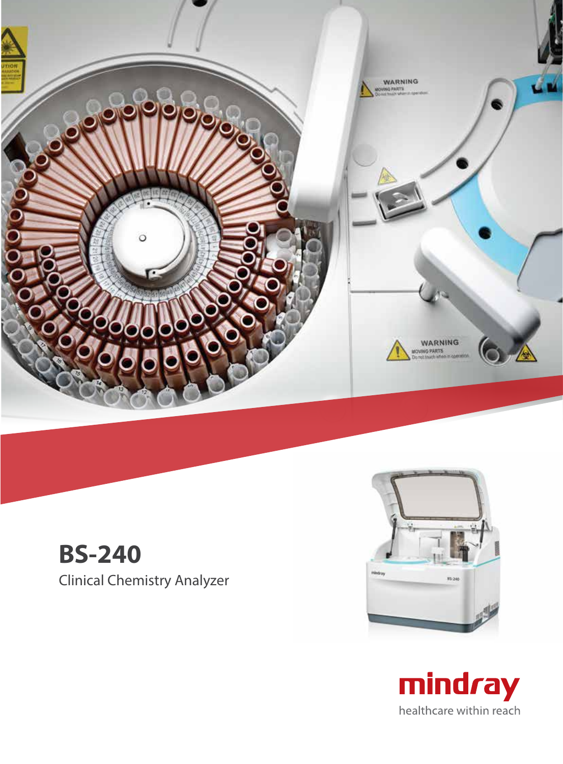# BS-240

Clinical Chemistry Analyzer

mindray

healthcare within reach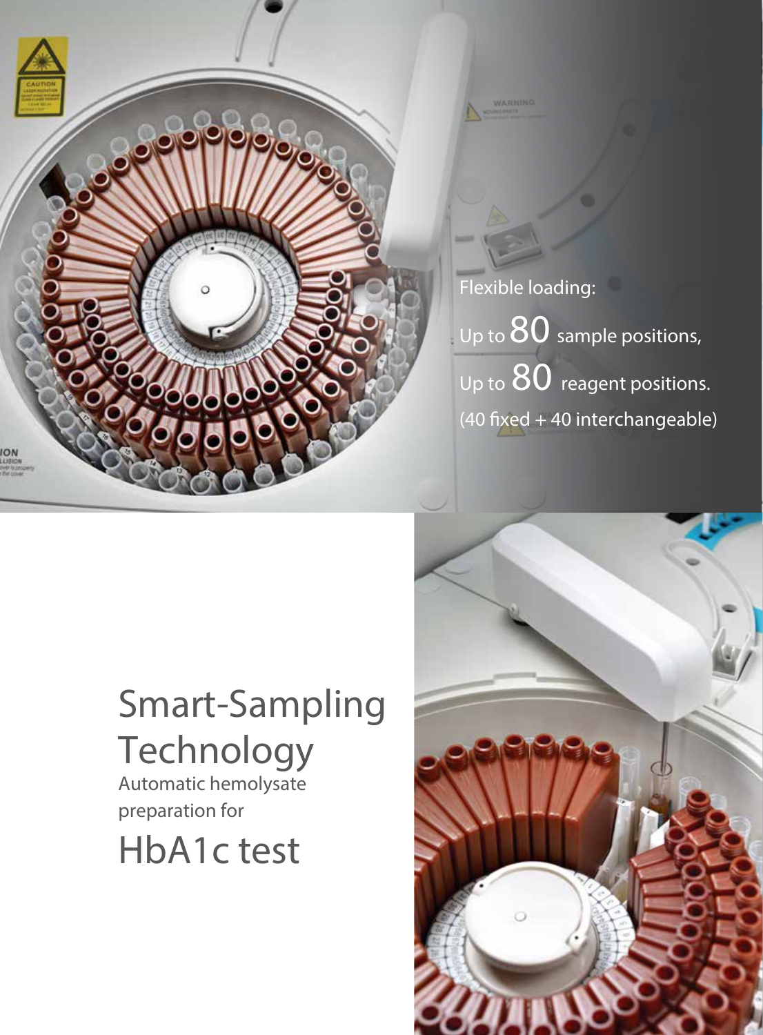Flexible loading:

Up to 80 sample positions,

Up to 80 reagent positions.

(40 fixed + 40 interchangeable)

## Smart-Sampling Technology

Automatic hemolysate preparation for

## HbA1c test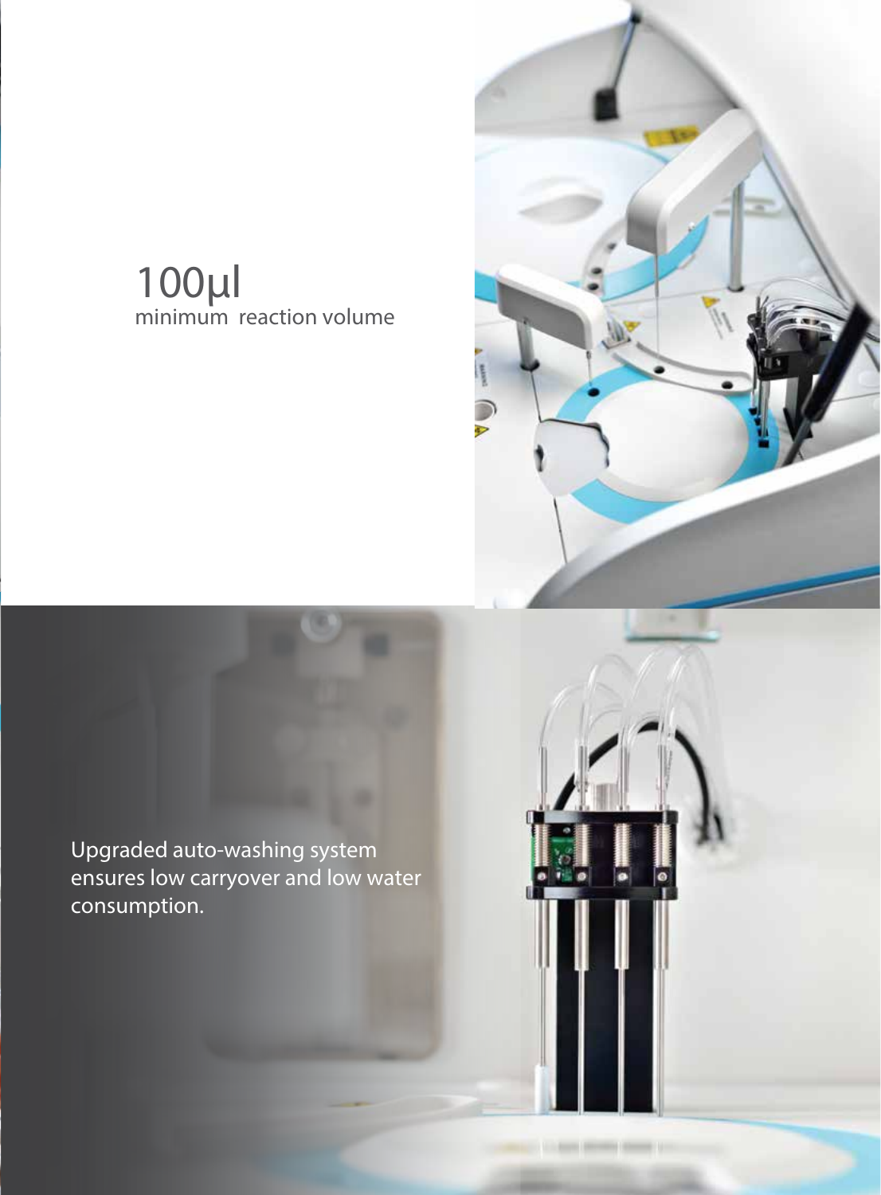100μl

minimum reaction volume

Upgraded auto-washing system ensures low carryover and low water consumption.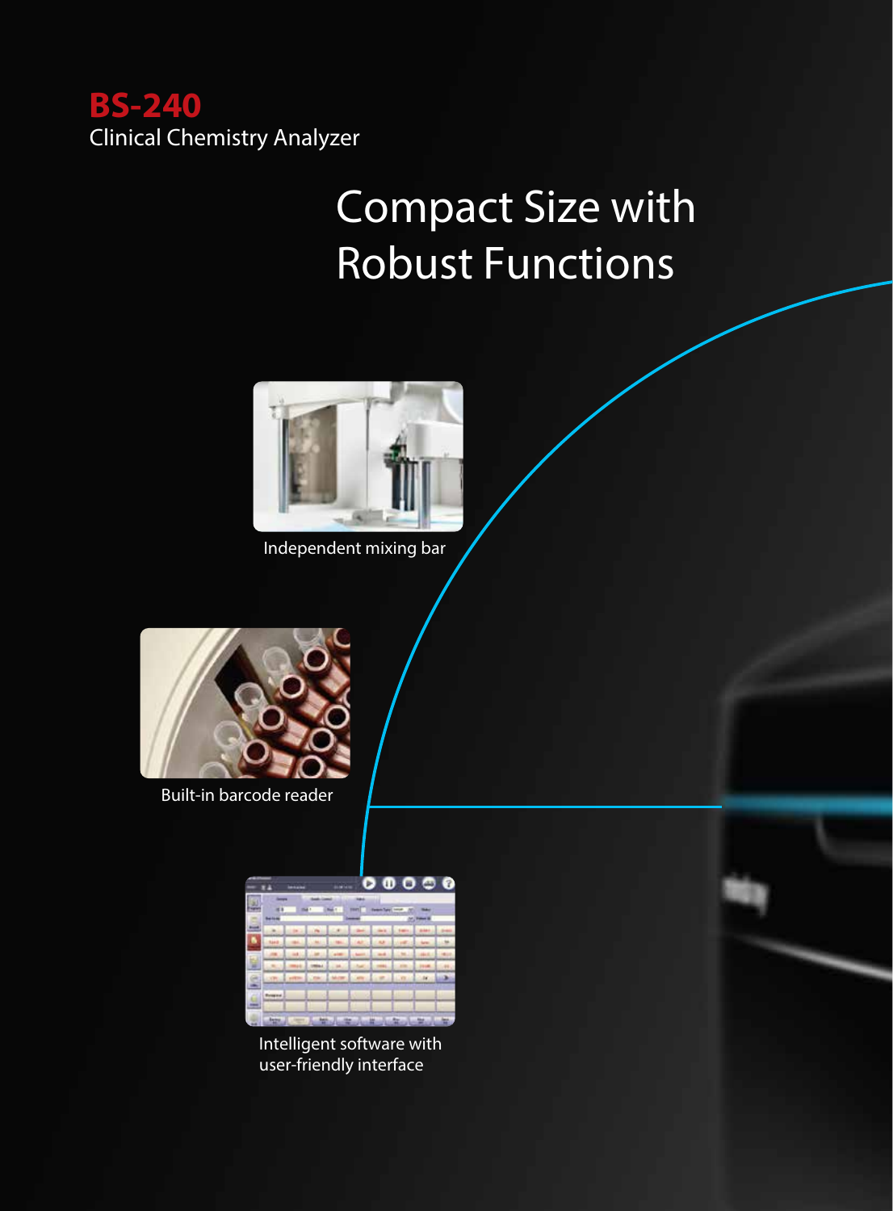**BS-240**
Clinical Chemistry Analyzer

# Compact Size with Robust Functions

Independent mixing bar

Built-in barcode reader

Intelligent software with user-friendly interface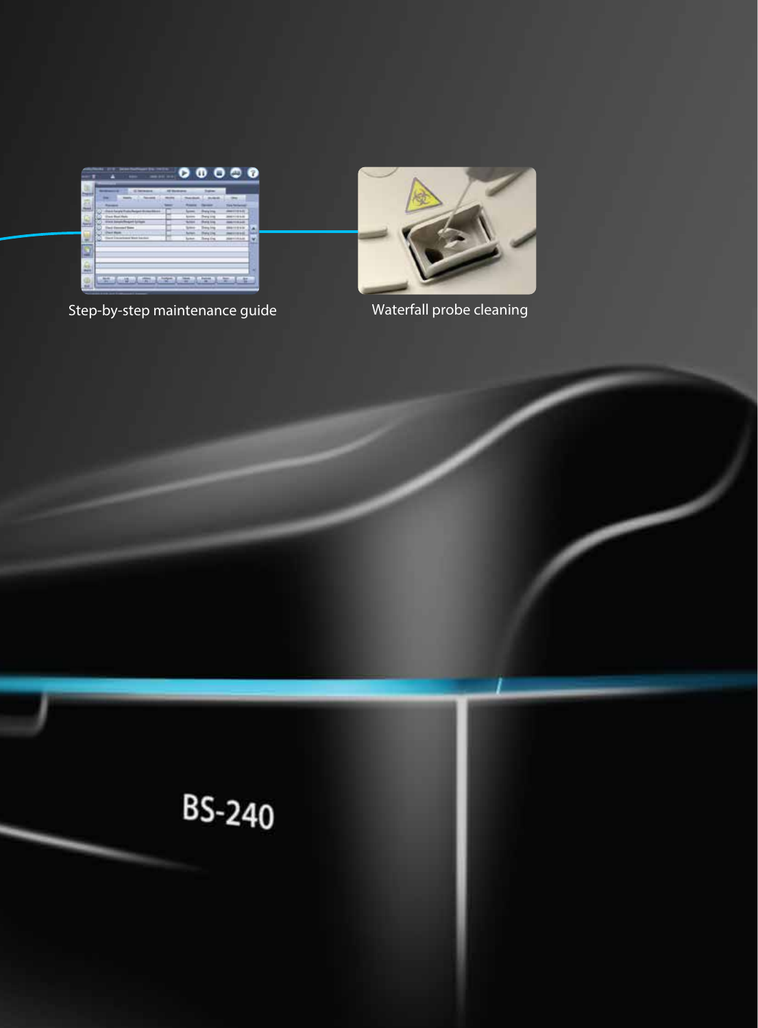Step-by-step maintenance guide

Waterfall probe cleaning

BS-240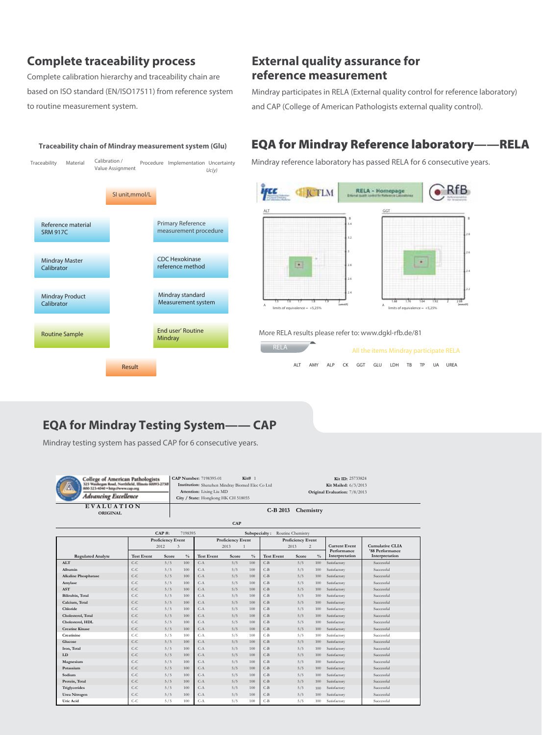## Complete traceability process

Complete calibration hierarchy and traceability chain are based on ISO standard (EN/ISO17511) from reference system to routine measurement system.

**Traceability chain of Mindray measurement system (Glu)**

| Traceability | Material | Calibration / Value Assignment | Procedure | Implementation | Uncertainty $U_{c}(y)$ |
|---|---|---|---|---|---|
| | | SI unit,mmol/L | | | |
| | Reference material SRM 917C | | Primary Reference measurement procedure | | |
| | Mindray Master Calibrator | | CDC Hexokinase reference method | | |
| | Mindray Product Calibrator | | Mindray standard Measurement system | | |
| | Routine Sample | | End user' Routine Mindray | | |
| | | Result | | | |

## External quality assurance for reference measurement

Mindray participates in RELA (External quality control for reference laboratory) and CAP (College of American Pathologists external quality control).

## EQA for Mindray Reference laboratory——RELA

Mindray reference laboratory has passed RELA for 6 consecutive years.

IFCC | JCTLM | RELA - Homepage | RfB

ALT — limits of equivalence = +5,25%

GGT — limits of equivalence = +5,25%

More RELA results please refer to: www.dgkl-rfb.de/81

RELA — All the items Mindray participate RELA

ALT AMY ALP CK GGT GLU LDH TB TP UA UREA

## EQA for Mindray Testing System—— CAP

Mindray testing system has passed CAP for 6 consecutive years.

**College of American Pathologists**
325 Waukegan Road, Northfield, Illinois 60093-2750
800-323-4040 • http://www.cap.org
*Advancing Excellence*

**EVALUATION**
ORIGINAL

**CAP Number:** 7198395-01 **Kit#** 1
**Institution:** Shenzhen Mindray Biomed Elec Co Ltd
**Attention:** Lixing Liu MD
**City / State:** Hongkong HK CH 518055

**Kit ID:** 25733824
**Kit Mailed:** 6/3/2013
**Original Evaluation:** 7/8/2013

**C-B 2013 Chemistry**

**CAP**

CAP #: 7198395 Subspecialty: Routine Chemistry

| Regulated Analyte | Proficiency Event 2012 3 Test Event | Score | % | Proficiency Event 2013 1 Test Event | Score | % | Proficiency Event 2013 2 Test Event | Score | % | Current Event Performance Interpretation | Cumulative CLIA '88 Performance Interpretation |
|---|---|---|---|---|---|---|---|---|---|---|---|
| ALT | C-C | 5/5 | 100 | C-A | 5/5 | 100 | C-B | 5/5 | 100 | Satisfactory | Successful |
| Albumin | C-C | 5/5 | 100 | C-A | 5/5 | 100 | C-B | 5/5 | 100 | Satisfactory | Successful |
| Alkaline Phosphatase | C-C | 5/5 | 100 | C-A | 5/5 | 100 | C-B | 5/5 | 100 | Satisfactory | Successful |
| Amylase | C-C | 5/5 | 100 | C-A | 5/5 | 100 | C-B | 5/5 | 100 | Satisfactory | Successful |
| AST | C-C | 5/5 | 100 | C-A | 5/5 | 100 | C-B | 5/5 | 100 | Satisfactory | Successful |
| Bilirubin, Total | C-C | 5/5 | 100 | C-A | 5/5 | 100 | C-B | 5/5 | 100 | Satisfactory | Successful |
| Calcium, Total | C-C | 5/5 | 100 | C-A | 5/5 | 100 | C-B | 5/5 | 100 | Satisfactory | Successful |
| Chloride | C-C | 5/5 | 100 | C-A | 5/5 | 100 | C-B | 5/5 | 100 | Satisfactory | Successful |
| Cholesterol, Total | C-C | 5/5 | 100 | C-A | 5/5 | 100 | C-B | 5/5 | 100 | Satisfactory | Successful |
| Cholesterol, HDL | C-C | 5/5 | 100 | C-A | 5/5 | 100 | C-B | 5/5 | 100 | Satisfactory | Successful |
| Creatine Kinase | C-C | 5/5 | 100 | C-A | 5/5 | 100 | C-B | 5/5 | 100 | Satisfactory | Successful |
| Creatinine | C-C | 5/5 | 100 | C-A | 5/5 | 100 | C-B | 5/5 | 100 | Satisfactory | Successful |
| Glucose | C-C | 5/5 | 100 | C-A | 5/5 | 100 | C-B | 5/5 | 100 | Satisfactory | Successful |
| Iron, Total | C-C | 5/5 | 100 | C-A | 5/5 | 100 | C-B | 5/5 | 100 | Satisfactory | Successful |
| LD | C-C | 5/5 | 100 | C-A | 5/5 | 100 | C-B | 5/5 | 100 | Satisfactory | Successful |
| Magnesium | C-C | 5/5 | 100 | C-A | 5/5 | 100 | C-B | 5/5 | 100 | Satisfactory | Successful |
| Potassium | C-C | 5/5 | 100 | C-A | 5/5 | 100 | C-B | 5/5 | 100 | Satisfactory | Successful |
| Sodium | C-C | 5/5 | 100 | C-A | 5/5 | 100 | C-B | 5/5 | 100 | Satisfactory | Successful |
| Protein, Total | C-C | 5/5 | 100 | C-A | 5/5 | 100 | C-B | 5/5 | 100 | Satisfactory | Successful |
| Triglycerides | C-C | 5/5 | 100 | C-A | 5/5 | 100 | C-B | 5/5 | 100 | Satisfactory | Successful |
| Urea Nitrogen | C-C | 5/5 | 100 | C-A | 5/5 | 100 | C-B | 5/5 | 100 | Satisfactory | Successful |
| Uric Acid | C-C | 5/5 | 100 | C-A | 5/5 | 100 | C-B | 5/5 | 100 | Satisfactory | Successful |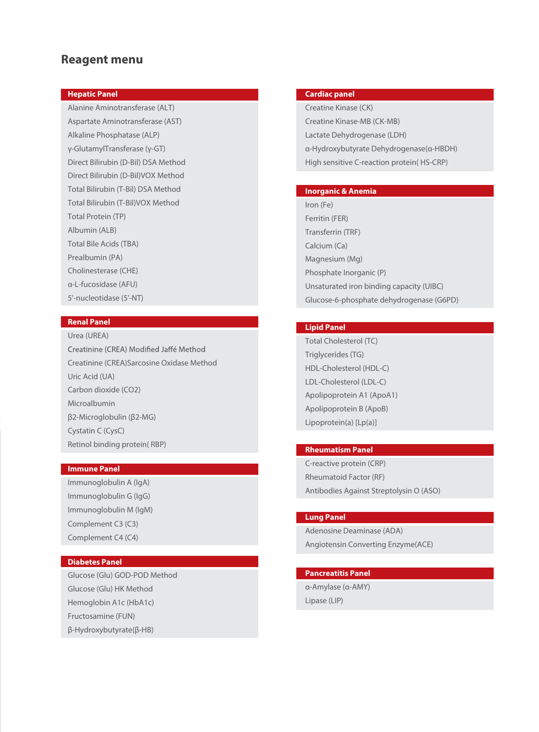## Reagent menu

### Hepatic Panel

- Alanine Aminotransferase (ALT)
- Aspartate Aminotransferase (AST)
- Alkaline Phosphatase (ALP)
- γ-GlutamylTransferase (γ-GT)
- Direct Bilirubin (D-Bil) DSA Method
- Direct Bilirubin (D-Bil)VOX Method
- Total Bilirubin (T-Bil) DSA Method
- Total Bilirubin (T-Bil)VOX Method
- Total Protein (TP)
- Albumin (ALB)
- Total Bile Acids (TBA)
- Prealbumin (PA)
- Cholinesterase (CHE)
- α-L-fucosidase (AFU)
- 5'-nucleotidase (5'-NT)

### Renal Panel

- Urea (UREA)
- Creatinine (CREA) Modified Jaffé Method
- Creatinine (CREA)Sarcosine Oxidase Method
- Uric Acid (UA)
- Carbon dioxide (CO2)
- Microalbumin
- β2-Microglobulin (β2-MG)
- Cystatin C (CysC)
- Retinol binding protein( RBP)

### Immune Panel

- Immunoglobulin A (IgA)
- Immunoglobulin G (IgG)
- Immunoglobulin M (IgM)
- Complement C3 (C3)
- Complement C4 (C4)

### Diabetes Panel

- Glucose (Glu) GOD-POD Method
- Glucose (Glu) HK Method
- Hemoglobin A1c (HbA1c)
- Fructosamine (FUN)
- β-Hydroxybutyrate(β-HB)

### Cardiac panel

- Creatine Kinase (CK)
- Creatine Kinase-MB (CK-MB)
- Lactate Dehydrogenase (LDH)
- α-Hydroxybutyrate Dehydrogenase(α-HBDH)
- High sensitive C-reaction protein( HS-CRP)

### Inorganic & Anemia

- Iron (Fe)
- Ferritin (FER)
- Transferrin (TRF)
- Calcium (Ca)
- Magnesium (Mg)
- Phosphate Inorganic (P)
- Unsaturated iron binding capacity (UIBC)
- Glucose-6-phosphate dehydrogenase (G6PD)

### Lipid Panel

- Total Cholesterol (TC)
- Triglycerides (TG)
- HDL-Cholesterol (HDL-C)
- LDL-Cholesterol (LDL-C)
- Apolipoprotein A1 (ApoA1)
- Apolipoprotein B (ApoB)
- Lipoprotein(a) [Lp(a)]

### Rheumatism Panel

- C-reactive protein (CRP)
- Rheumatoid Factor (RF)
- Antibodies Against Streptolysin O (ASO)

### Lung Panel

- Adenosine Deaminase (ADA)
- Angiotensin Converting Enzyme(ACE)

### Pancreatitis Panel

- α-Amylase (α-AMY)
- Lipase (LIP)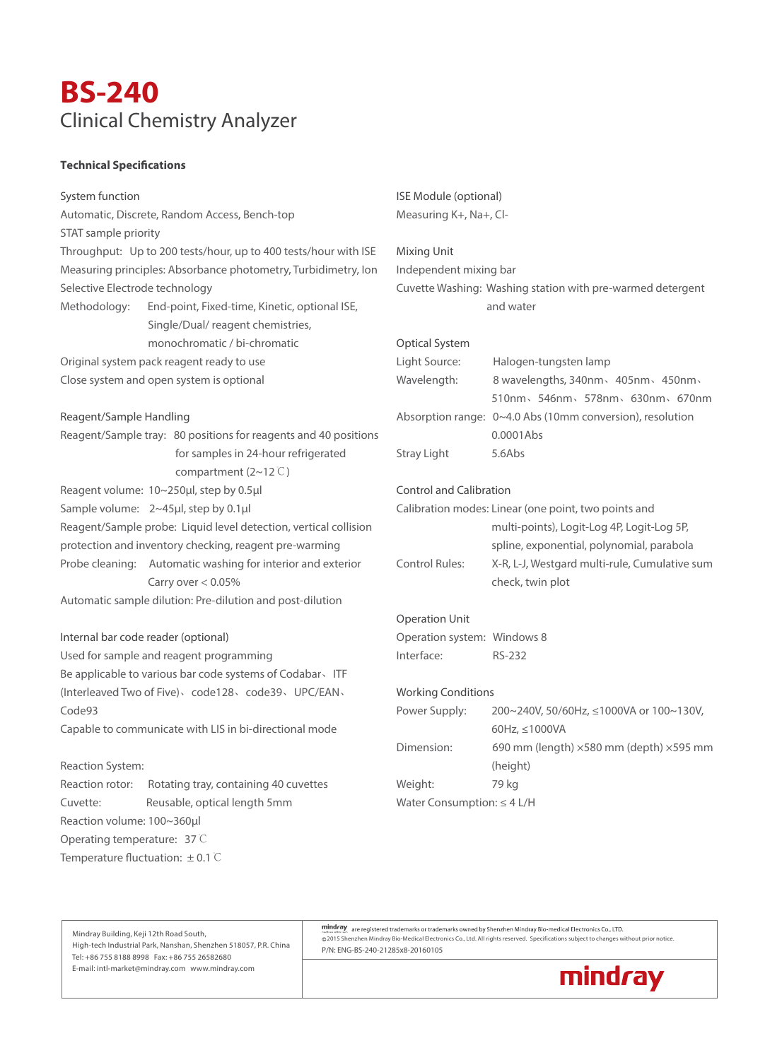# BS-240

## Clinical Chemistry Analyzer

### Technical Specifications

System function

Automatic, Discrete, Random Access, Bench-top

STAT sample priority

Throughput: Up to 200 tests/hour, up to 400 tests/hour with ISE

Measuring principles: Absorbance photometry, Turbidimetry, Ion Selective Electrode technology

Methodology: End-point, Fixed-time, Kinetic, optional ISE, Single/Dual/ reagent chemistries, monochromatic / bi-chromatic

Original system pack reagent ready to use

Close system and open system is optional

Reagent/Sample Handling

Reagent/Sample tray: 80 positions for reagents and 40 positions for samples in 24-hour refrigerated compartment (2~12 ℃)

Reagent volume: 10~250μl, step by 0.5μl

Sample volume: 2~45μl, step by 0.1μl

Reagent/Sample probe: Liquid level detection, vertical collision protection and inventory checking, reagent pre-warming

Probe cleaning: Automatic washing for interior and exterior Carry over < 0.05%

Automatic sample dilution: Pre-dilution and post-dilution

Internal bar code reader (optional)

Used for sample and reagent programming

Be applicable to various bar code systems of Codabar、ITF (Interleaved Two of Five)、code128、code39、UPC/EAN、Code93

Capable to communicate with LIS in bi-directional mode

Reaction System:

Reaction rotor: Rotating tray, containing 40 cuvettes

Cuvette: Reusable, optical length 5mm

Reaction volume: 100~360μl

Operating temperature: 37 ℃

Temperature fluctuation: ± 0.1 ℃

ISE Module (optional)

Measuring K+, Na+, Cl-

Mixing Unit

Independent mixing bar

Cuvette Washing: Washing station with pre-warmed detergent and water

Optical System

Light Source: Halogen-tungsten lamp

Wavelength: 8 wavelengths, 340nm、405nm、450nm、510nm、546nm、578nm、630nm、670nm

Absorption range: 0~4.0 Abs (10mm conversion), resolution 0.0001Abs

Stray Light 5.6Abs

Control and Calibration

Calibration modes: Linear (one point, two points and multi-points), Logit-Log 4P, Logit-Log 5P, spline, exponential, polynomial, parabola

Control Rules: X-R, L-J, Westgard multi-rule, Cumulative sum check, twin plot

Operation Unit

Operation system: Windows 8

Interface: RS-232

Working Conditions

Power Supply: 200~240V, 50/60Hz, ≤1000VA or 100~130V, 60Hz, ≤1000VA

Dimension: 690 mm (length) ×580 mm (depth) ×595 mm (height)

Weight: 79 kg

Water Consumption: ≤ 4 L/H

Mindray Building, Keji 12th Road South,
High-tech Industrial Park, Nanshan, Shenzhen 518057, P.R. China
Tel: +86 755 8188 8998 Fax: +86 755 26582680
E-mail: intl-market@mindray.com www.mindray.com

mindray are registered trademarks or trademarks owned by Shenzhen Mindray Bio-medical Electronics Co., LTD.
©2015 Shenzhen Mindray Bio-Medical Electronics Co., Ltd. All rights reserved. Specifications subject to changes without prior notice.
P/N: ENG-BS-240-21285x8-20160105

mindray